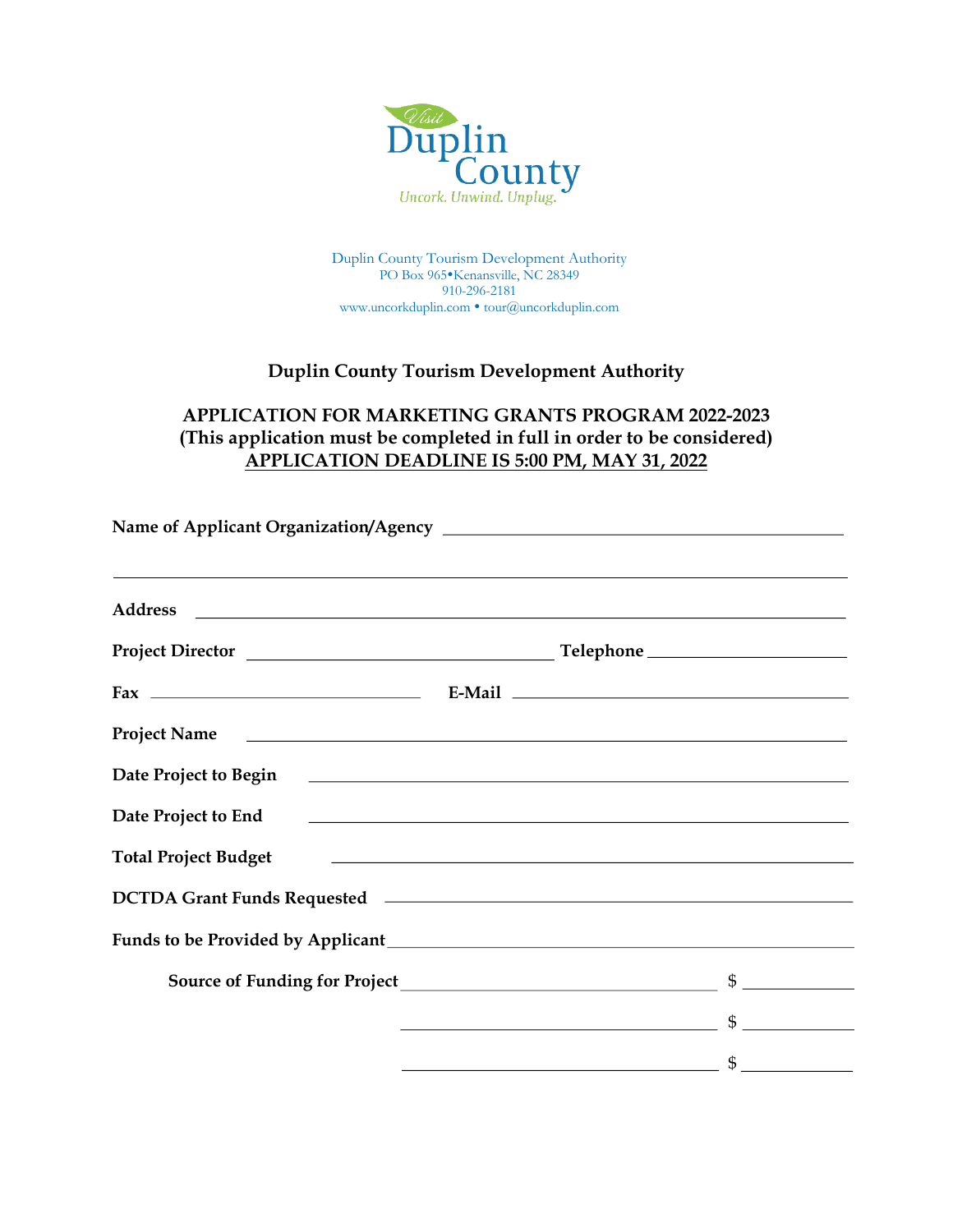Visit Duplin County

*Uncork. Unwind. Unplug.*

Duplin County Tourism Development Authority
PO Box 965•Kenansville, NC 28349
910-296-2181
www.uncorkduplin.com • tour@uncorkduplin.com

## Duplin County Tourism Development Authority

## APPLICATION FOR MARKETING GRANTS PROGRAM 2022-2023
**(This application must be completed in full in order to be considered)**
**APPLICATION DEADLINE IS 5:00 PM, MAY 31, 2022**

**Name of Applicant Organization/Agency** ______________________________

______________________________________________________________

**Address** ______________________________________________________

**Project Director** ______________________ **Telephone** ______________

**Fax** ______________________ **E-Mail** ______________________

**Project Name** _________________________________________________

**Date Project to Begin** __________________________________________

**Date Project to End** ___________________________________________

**Total Project Budget** __________________________________________

**DCTDA Grant Funds Requested** __________________________________

**Funds to be Provided by Applicant** _______________________________

**Source of Funding for Project** ______________________ $ __________

______________________ $ __________

______________________ $ __________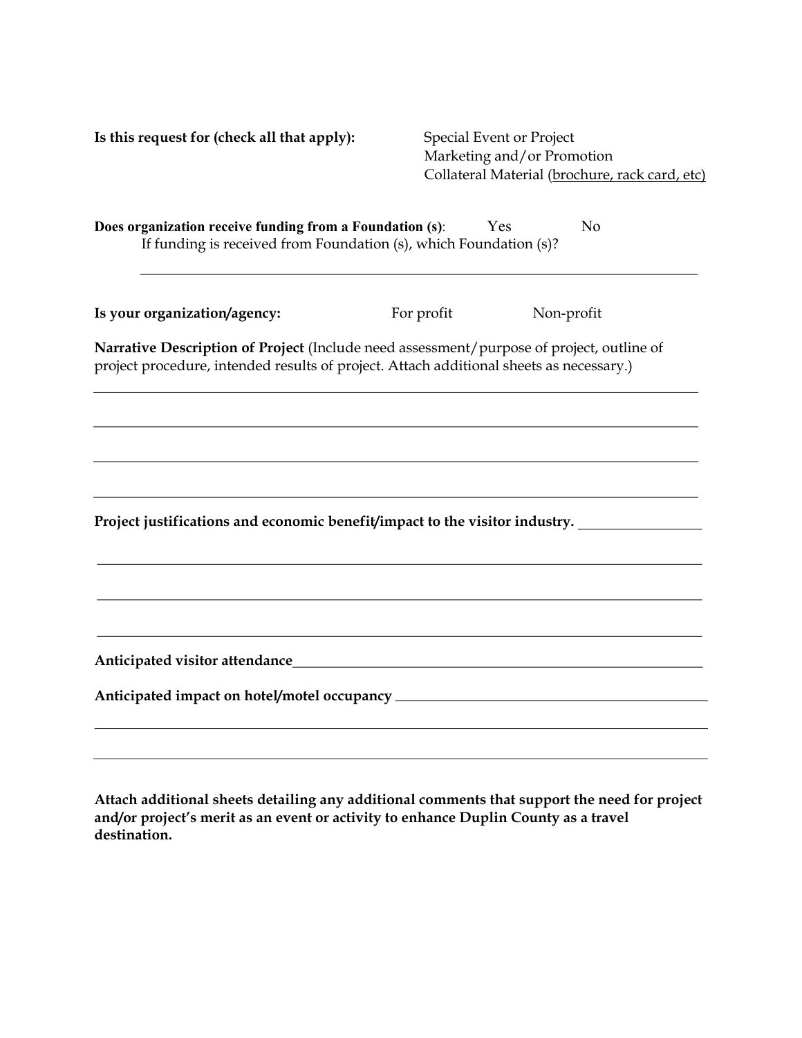**Is this request for (check all that apply):** Special Event or Project
Marketing and/or Promotion
Collateral Material (brochure, rack card, etc)

**Does organization receive funding from a Foundation (s)**: Yes No

If funding is received from Foundation (s), which Foundation (s)?

______________________________________________________________________

**Is your organization/agency:** For profit Non-profit

**Narrative Description of Project** (Include need assessment/purpose of project, outline of project procedure, intended results of project. Attach additional sheets as necessary.)

______________________________________________________________________

______________________________________________________________________

______________________________________________________________________

______________________________________________________________________

**Project justifications and economic benefit/impact to the visitor industry.** ________________

______________________________________________________________________

______________________________________________________________________

______________________________________________________________________

**Anticipated visitor attendance**______________________________________________

**Anticipated impact on hotel/motel occupancy** ________________________________

______________________________________________________________________

______________________________________________________________________

**Attach additional sheets detailing any additional comments that support the need for project and/or project's merit as an event or activity to enhance Duplin County as a travel destination.**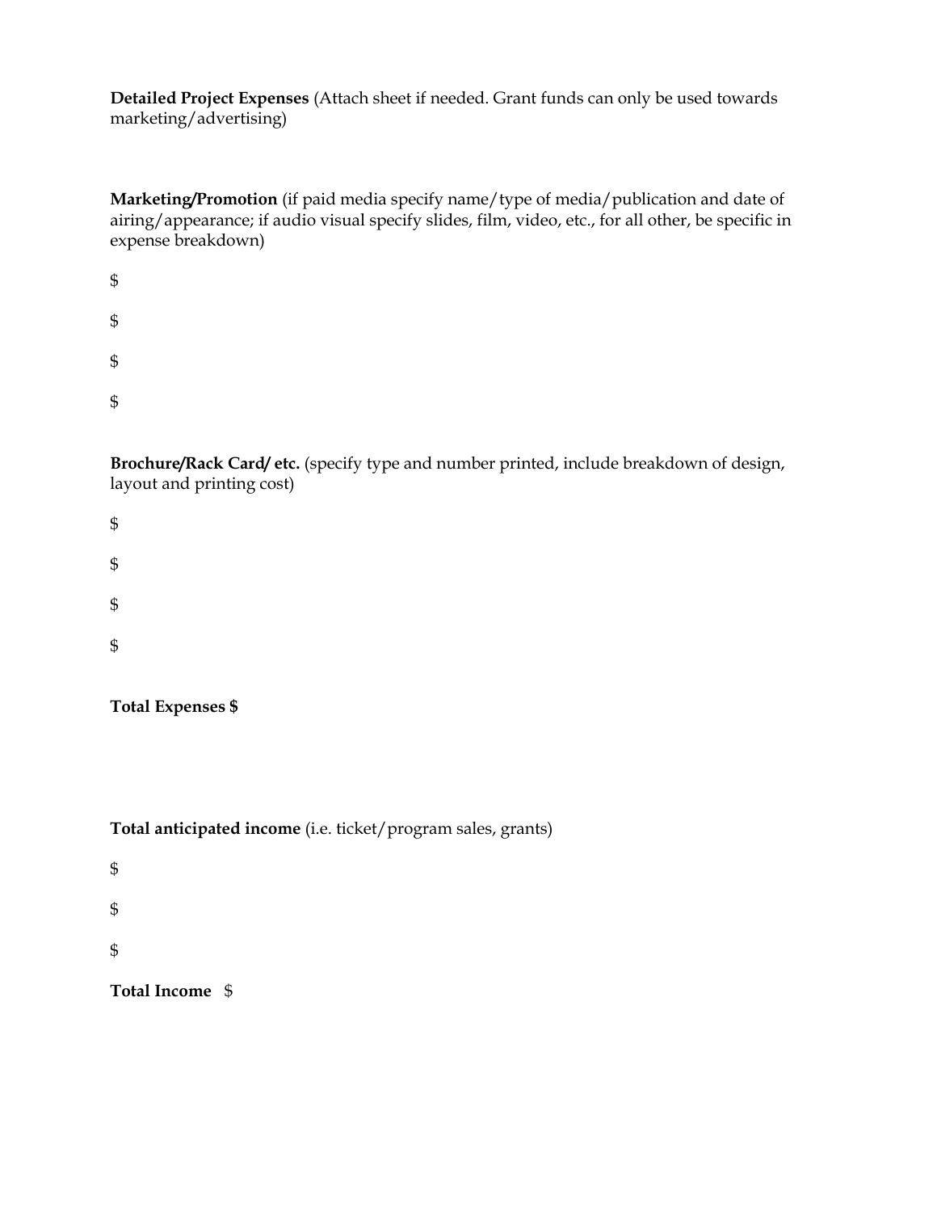**Detailed Project Expenses** (Attach sheet if needed. Grant funds can only be used towards marketing/advertising)

**Marketing/Promotion** (if paid media specify name/type of media/publication and date of airing/appearance; if audio visual specify slides, film, video, etc., for all other, be specific in expense breakdown)

$

$

$

$

**Brochure/Rack Card/ etc.** (specify type and number printed, include breakdown of design, layout and printing cost)

$

$

$

$

**Total Expenses $**

**Total anticipated income** (i.e. ticket/program sales, grants)

$

$

$

**Total Income** $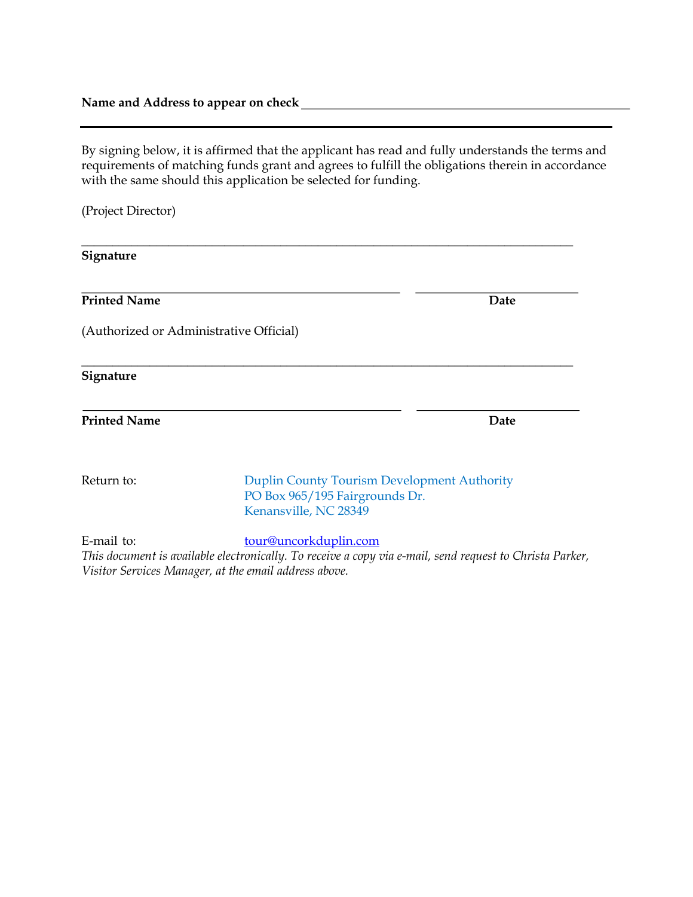**Name and Address to appear on check** ___________________________________________________

---

By signing below, it is affirmed that the applicant has read and fully understands the terms and requirements of matching funds grant and agrees to fulfill the obligations therein in accordance with the same should this application be selected for funding.

(Project Director)

_____________________________________________________________________________

**Signature**

__________________________________________________ _________________________

**Printed Name** **Date**

(Authorized or Administrative Official)

_____________________________________________________________________________

**Signature**

__________________________________________________ _________________________

**Printed Name** **Date**

Return to: Duplin County Tourism Development Authority
PO Box 965/195 Fairgrounds Dr.
Kenansville, NC 28349

E-mail to: tour@uncorkduplin.com

*This document is available electronically. To receive a copy via e-mail, send request to Christa Parker, Visitor Services Manager, at the email address above.*